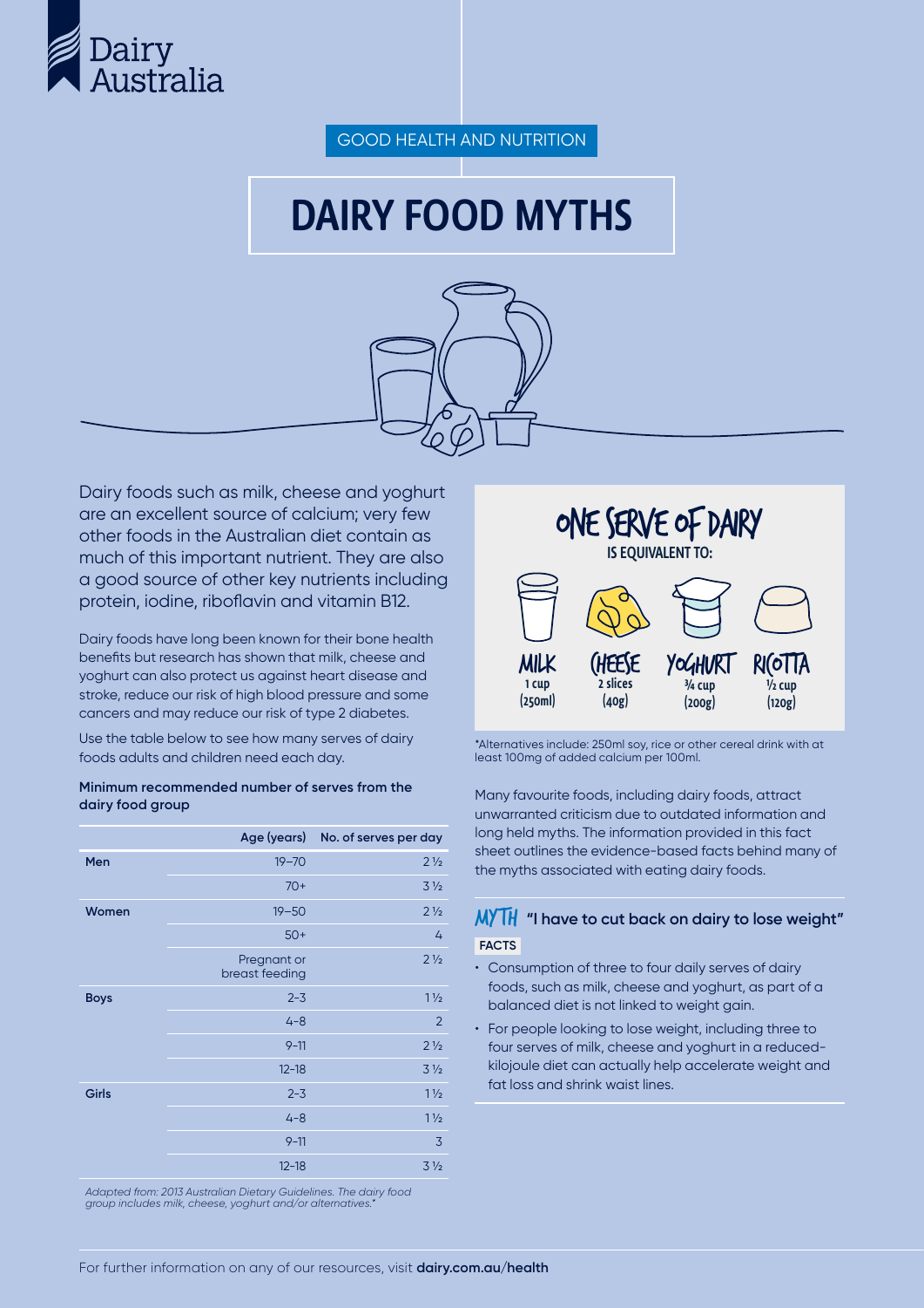Dairy Australia

GOOD HEALTH AND NUTRITION

# DAIRY FOOD MYTHS

Dairy foods such as milk, cheese and yoghurt are an excellent source of calcium; very few other foods in the Australian diet contain as much of this important nutrient. They are also a good source of other key nutrients including protein, iodine, riboflavin and vitamin B12.

Dairy foods have long been known for their bone health benefits but research has shown that milk, cheese and yoghurt can also protect us against heart disease and stroke, reduce our risk of high blood pressure and some cancers and may reduce our risk of type 2 diabetes.

Use the table below to see how many serves of dairy foods adults and children need each day.

**Minimum recommended number of serves from the dairy food group**

| | Age (years) | No. of serves per day |
|---|---|---|
| **Men** | 19–70 | 2½ |
| | 70+ | 3½ |
| **Women** | 19–50 | 2½ |
| | 50+ | 4 |
| | Pregnant or breast feeding | 2½ |
| **Boys** | 2–3 | 1½ |
| | 4–8 | 2 |
| | 9–11 | 2½ |
| | 12–18 | 3½ |
| **Girls** | 2–3 | 1½ |
| | 4–8 | 1½ |
| | 9–11 | 3 |
| | 12–18 | 3½ |

*Adapted from: 2013 Australian Dietary Guidelines. The dairy food group includes milk, cheese, yoghurt and/or alternatives.**

## ONE SERVE OF DAIRY IS EQUIVALENT TO:

| MILK | CHEESE | YOGHURT | RICOTTA |
|---|---|---|---|
| 1 cup (250ml) | 2 slices (40g) | ¾ cup (200g) | ½ cup (120g) |

*Alternatives include: 250ml soy, rice or other cereal drink with at least 100mg of added calcium per 100ml.

Many favourite foods, including dairy foods, attract unwarranted criticism due to outdated information and long held myths. The information provided in this fact sheet outlines the evidence-based facts behind many of the myths associated with eating dairy foods.

### MYTH "I have to cut back on dairy to lose weight"

**FACTS**

- Consumption of three to four daily serves of dairy foods, such as milk, cheese and yoghurt, as part of a balanced diet is not linked to weight gain.
- For people looking to lose weight, including three to four serves of milk, cheese and yoghurt in a reduced-kilojoule diet can actually help accelerate weight and fat loss and shrink waist lines.

For further information on any of our resources, visit **dairy.com.au/health**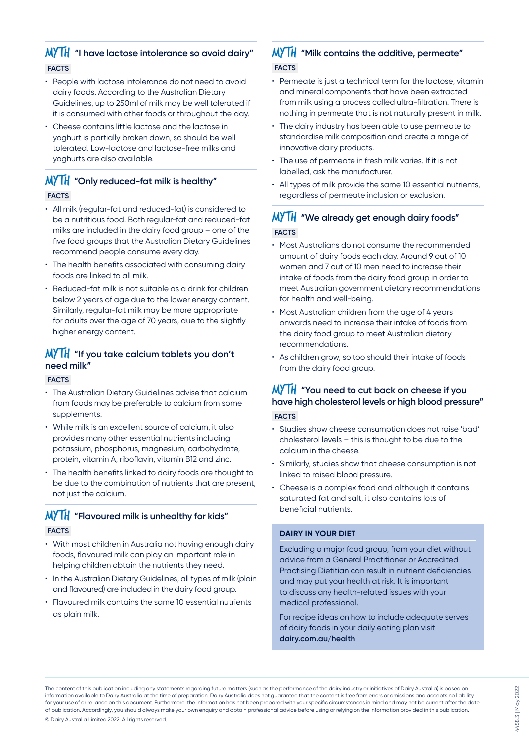## MYTH "I have lactose intolerance so avoid dairy"

**FACTS**

- People with lactose intolerance do not need to avoid dairy foods. According to the Australian Dietary Guidelines, up to 250ml of milk may be well tolerated if it is consumed with other foods or throughout the day.
- Cheese contains little lactose and the lactose in yoghurt is partially broken down, so should be well tolerated. Low-lactose and lactose-free milks and yoghurts are also available.

## MYTH "Only reduced-fat milk is healthy"

**FACTS**

- All milk (regular-fat and reduced-fat) is considered to be a nutritious food. Both regular-fat and reduced-fat milks are included in the dairy food group – one of the five food groups that the Australian Dietary Guidelines recommend people consume every day.
- The health benefits associated with consuming dairy foods are linked to all milk.
- Reduced-fat milk is not suitable as a drink for children below 2 years of age due to the lower energy content. Similarly, regular-fat milk may be more appropriate for adults over the age of 70 years, due to the slightly higher energy content.

## MYTH "If you take calcium tablets you don't need milk"

**FACTS**

- The Australian Dietary Guidelines advise that calcium from foods may be preferable to calcium from some supplements.
- While milk is an excellent source of calcium, it also provides many other essential nutrients including potassium, phosphorus, magnesium, carbohydrate, protein, vitamin A, riboflavin, vitamin B12 and zinc.
- The health benefits linked to dairy foods are thought to be due to the combination of nutrients that are present, not just the calcium.

## MYTH "Flavoured milk is unhealthy for kids"

**FACTS**

- With most children in Australia not having enough dairy foods, flavoured milk can play an important role in helping children obtain the nutrients they need.
- In the Australian Dietary Guidelines, all types of milk (plain and flavoured) are included in the dairy food group.
- Flavoured milk contains the same 10 essential nutrients as plain milk.

## MYTH "Milk contains the additive, permeate"

**FACTS**

- Permeate is just a technical term for the lactose, vitamin and mineral components that have been extracted from milk using a process called ultra-filtration. There is nothing in permeate that is not naturally present in milk.
- The dairy industry has been able to use permeate to standardise milk composition and create a range of innovative dairy products.
- The use of permeate in fresh milk varies. If it is not labelled, ask the manufacturer.
- All types of milk provide the same 10 essential nutrients, regardless of permeate inclusion or exclusion.

## MYTH "We already get enough dairy foods"

**FACTS**

- Most Australians do not consume the recommended amount of dairy foods each day. Around 9 out of 10 women and 7 out of 10 men need to increase their intake of foods from the dairy food group in order to meet Australian government dietary recommendations for health and well-being.
- Most Australian children from the age of 4 years onwards need to increase their intake of foods from the dairy food group to meet Australian dietary recommendations.
- As children grow, so too should their intake of foods from the dairy food group.

## MYTH "You need to cut back on cheese if you have high cholesterol levels or high blood pressure"

**FACTS**

- Studies show cheese consumption does not raise 'bad' cholesterol levels – this is thought to be due to the calcium in the cheese.
- Similarly, studies show that cheese consumption is not linked to raised blood pressure.
- Cheese is a complex food and although it contains saturated fat and salt, it also contains lots of beneficial nutrients.

### DAIRY IN YOUR DIET

Excluding a major food group, from your diet without advice from a General Practitioner or Accredited Practising Dietitian can result in nutrient deficiencies and may put your health at risk. It is important to discuss any health-related issues with your medical professional.

For recipe ideas on how to include adequate serves of dairy foods in your daily eating plan visit **dairy.com.au/health**

The content of this publication including any statements regarding future matters (such as the performance of the dairy industry or initiatives of Dairy Australia) is based on information available to Dairy Australia at the time of preparation. Dairy Australia does not guarantee that the content is free from errors or omissions and accepts no liability for your use of or reliance on this document. Furthermore, the information has not been prepared with your specific circumstances in mind and may not be current after the date of publication. Accordingly, you should always make your own enquiry and obtain professional advice before using or relying on the information provided in this publication.

© Dairy Australia Limited 2022. All rights reserved.

4458.3 | May 2022